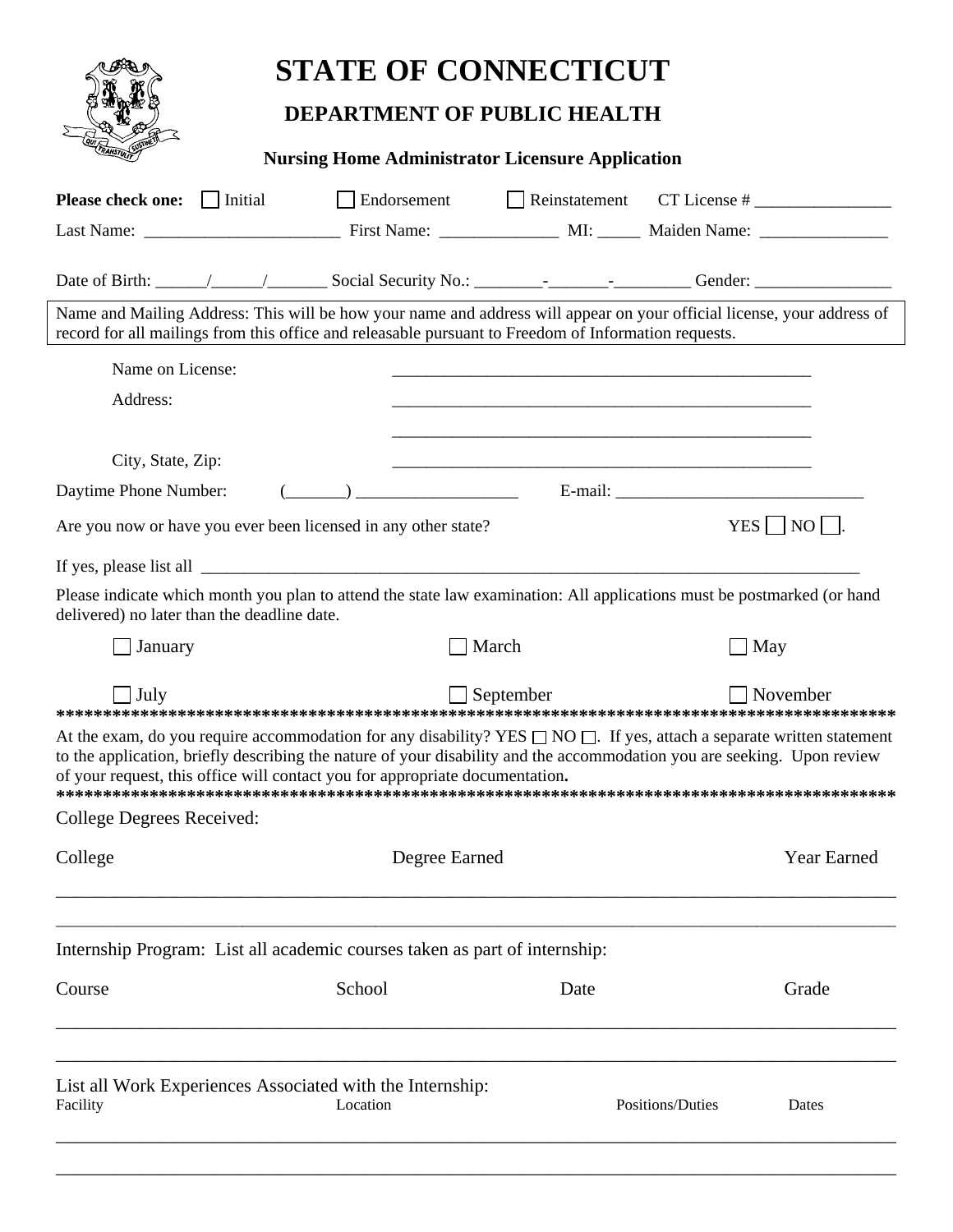# STATE OF CONNECTICUT

## DEPARTMENT OF PUBLIC HEALTH

### Nursing Home Administrator Licensure Application

**Please check one:** ☐ Initial ☐ Endorsement ☐ Reinstatement CT License # ________________

Last Name: ______________________ First Name: _____________ MI: _____ Maiden Name: _______________

Date of Birth: ______/______/_______ Social Security No.: ________-_______-_________ Gender: ________________

Name and Mailing Address: This will be how your name and address will appear on your official license, your address of record for all mailings from this office and releasable pursuant to Freedom of Information requests.

Name on License: ________________________________________________

Address: ________________________________________________

________________________________________________

City, State, Zip: ________________________________________________

Daytime Phone Number: (_______) ___________________ E-mail: _____________________________

Are you now or have you ever been licensed in any other state? YES ☐ NO ☐.

If yes, please list all ______________________________________________________________________________

Please indicate which month you plan to attend the state law examination: All applications must be postmarked (or hand delivered) no later than the deadline date.

☐ January ☐ March ☐ May

☐ July ☐ September ☐ November

*********************************************************************************************

At the exam, do you require accommodation for any disability? YES ☐ NO ☐. If yes, attach a separate written statement to the application, briefly describing the nature of your disability and the accommodation you are seeking. Upon review of your request, this office will contact you for appropriate documentation**.**

*********************************************************************************************

College Degrees Received:

| College | Degree Earned | Year Earned |
|---|---|---|
| | | |
| | | |

Internship Program: List all academic courses taken as part of internship:

| Course | School | Date | Grade |
|---|---|---|---|
| | | | |
| | | | |

List all Work Experiences Associated with the Internship:

| Facility | Location | Positions/Duties | Dates |
|---|---|---|---|
| | | | |
| | | | |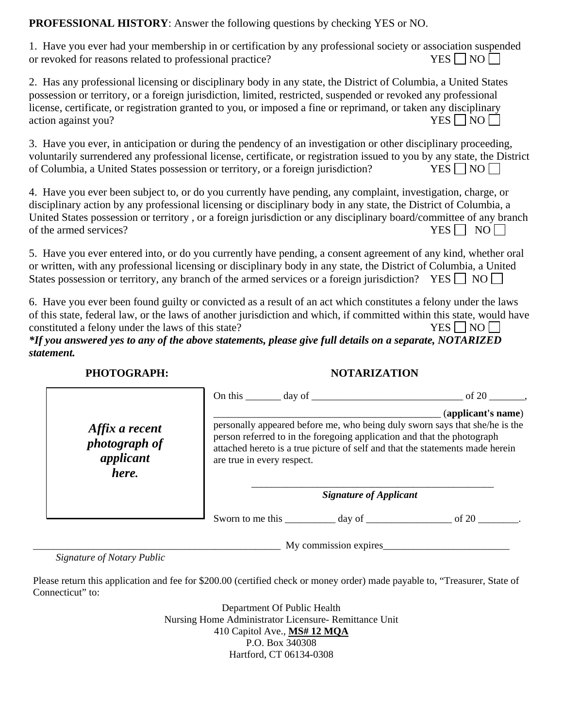**PROFESSIONAL HISTORY**: Answer the following questions by checking YES or NO.

1. Have you ever had your membership in or certification by any professional society or association suspended or revoked for reasons related to professional practice? YES ☐ NO ☐

2. Has any professional licensing or disciplinary body in any state, the District of Columbia, a United States possession or territory, or a foreign jurisdiction, limited, restricted, suspended or revoked any professional license, certificate, or registration granted to you, or imposed a fine or reprimand, or taken any disciplinary action against you? YES ☐ NO ☐

3. Have you ever, in anticipation or during the pendency of an investigation or other disciplinary proceeding, voluntarily surrendered any professional license, certificate, or registration issued to you by any state, the District of Columbia, a United States possession or territory, or a foreign jurisdiction? YES ☐ NO ☐

4. Have you ever been subject to, or do you currently have pending, any complaint, investigation, charge, or disciplinary action by any professional licensing or disciplinary body in any state, the District of Columbia, a United States possession or territory , or a foreign jurisdiction or any disciplinary board/committee of any branch of the armed services? YES ☐ NO ☐

5. Have you ever entered into, or do you currently have pending, a consent agreement of any kind, whether oral or written, with any professional licensing or disciplinary body in any state, the District of Columbia, a United States possession or territory, any branch of the armed services or a foreign jurisdiction? YES ☐ NO ☐

6. Have you ever been found guilty or convicted as a result of an act which constitutes a felony under the laws of this state, federal law, or the laws of another jurisdiction and which, if committed within this state, would have constituted a felony under the laws of this state? YES ☐ NO ☐

***If you answered yes to any of the above statements, please give full details on a separate, NOTARIZED statement.***

**PHOTOGRAPH:**

***Affix a recent photograph of applicant here.***

**NOTARIZATION**

On this _______ day of ______________________________ of 20 _______,

_______________________________________________ (**applicant's name**) personally appeared before me, who being duly sworn says that she/he is the person referred to in the foregoing application and that the photograph attached hereto is a true picture of self and that the statements made herein are true in every respect.

_________________________________________________

***Signature of Applicant***

Sworn to me this __________ day of _________________ of 20 ________.

_________________________________________________ My commission expires_________________________

*Signature of Notary Public*

Please return this application and fee for $200.00 (certified check or money order) made payable to, "Treasurer, State of Connecticut" to:

Department Of Public Health
Nursing Home Administrator Licensure- Remittance Unit
410 Capitol Ave., **MS# 12 MQA**
P.O. Box 340308
Hartford, CT 06134-0308